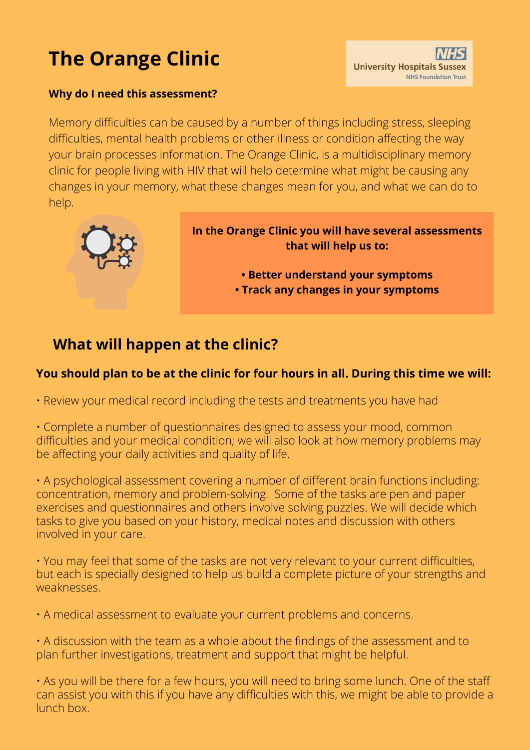# The Orange Clinic

NHS University Hospitals Sussex NHS Foundation Trust

**Why do I need this assessment?**

Memory difficulties can be caused by a number of things including stress, sleeping difficulties, mental health problems or other illness or condition affecting the way your brain processes information. The Orange Clinic, is a multidisciplinary memory clinic for people living with HIV that will help determine what might be causing any changes in your memory, what these changes mean for you, and what we can do to help.

**In the Orange Clinic you will have several assessments that will help us to:**

- **Better understand your symptoms**
- **Track any changes in your symptoms**

## What will happen at the clinic?

**You should plan to be at the clinic for four hours in all. During this time we will:**

- Review your medical record including the tests and treatments you have had
- Complete a number of questionnaires designed to assess your mood, common difficulties and your medical condition; we will also look at how memory problems may be affecting your daily activities and quality of life.
- A psychological assessment covering a number of different brain functions including: concentration, memory and problem-solving. Some of the tasks are pen and paper exercises and questionnaires and others involve solving puzzles. We will decide which tasks to give you based on your history, medical notes and discussion with others involved in your care.
- You may feel that some of the tasks are not very relevant to your current difficulties, but each is specially designed to help us build a complete picture of your strengths and weaknesses.
- A medical assessment to evaluate your current problems and concerns.
- A discussion with the team as a whole about the findings of the assessment and to plan further investigations, treatment and support that might be helpful.
- As you will be there for a few hours, you will need to bring some lunch. One of the staff can assist you with this if you have any difficulties with this, we might be able to provide a lunch box.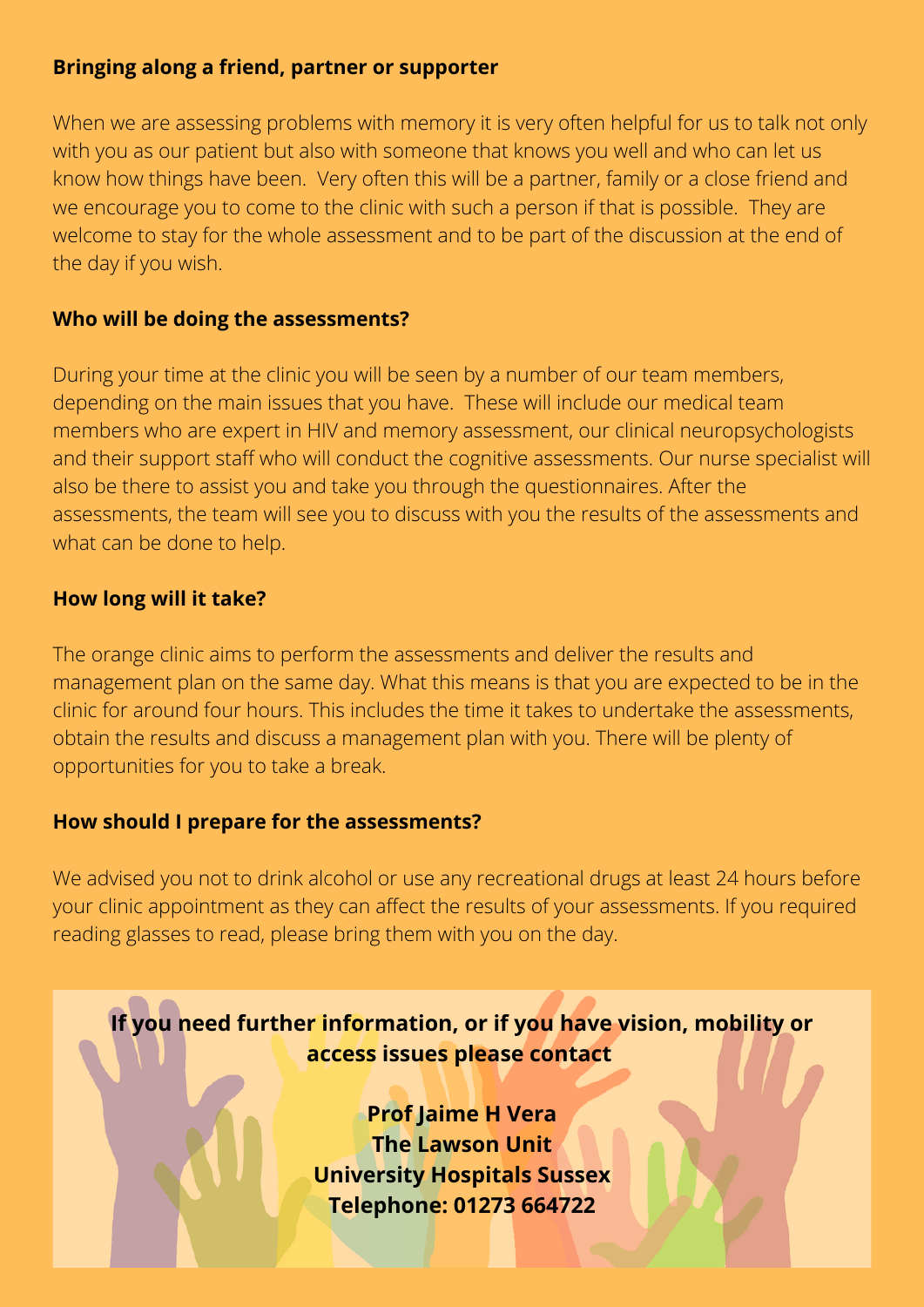**Bringing along a friend, partner or supporter**

When we are assessing problems with memory it is very often helpful for us to talk not only with you as our patient but also with someone that knows you well and who can let us know how things have been. Very often this will be a partner, family or a close friend and we encourage you to come to the clinic with such a person if that is possible. They are welcome to stay for the whole assessment and to be part of the discussion at the end of the day if you wish.

**Who will be doing the assessments?**

During your time at the clinic you will be seen by a number of our team members, depending on the main issues that you have. These will include our medical team members who are expert in HIV and memory assessment, our clinical neuropsychologists and their support staff who will conduct the cognitive assessments. Our nurse specialist will also be there to assist you and take you through the questionnaires. After the assessments, the team will see you to discuss with you the results of the assessments and what can be done to help.

**How long will it take?**

The orange clinic aims to perform the assessments and deliver the results and management plan on the same day. What this means is that you are expected to be in the clinic for around four hours. This includes the time it takes to undertake the assessments, obtain the results and discuss a management plan with you. There will be plenty of opportunities for you to take a break.

**How should I prepare for the assessments?**

We advised you not to drink alcohol or use any recreational drugs at least 24 hours before your clinic appointment as they can affect the results of your assessments. If you required reading glasses to read, please bring them with you on the day.

**If you need further information, or if you have vision, mobility or access issues please contact**

**Prof Jaime H Vera**
**The Lawson Unit**
**University Hospitals Sussex**
**Telephone: 01273 664722**